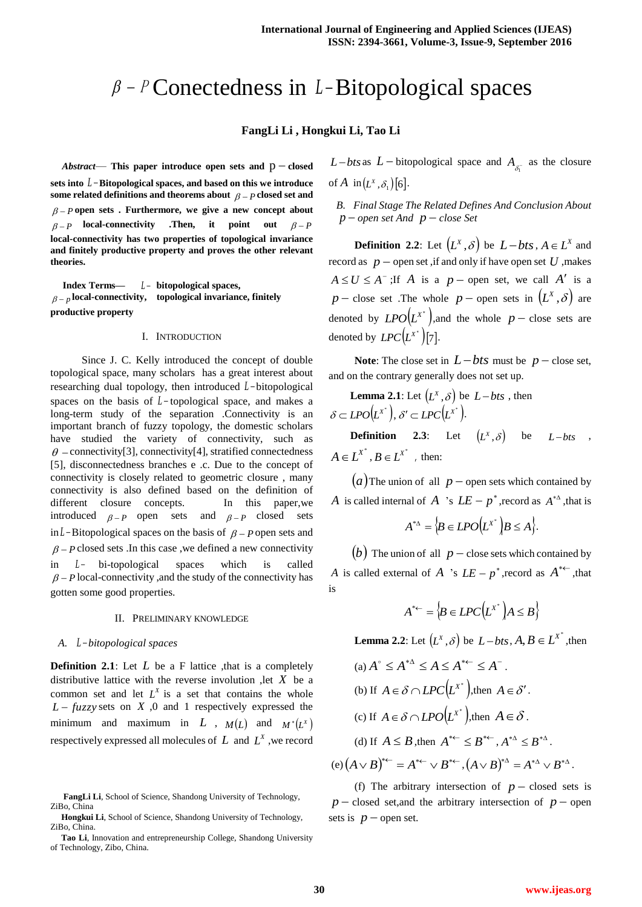# $\beta - P$ Conectedness in $L$-Bitopological spaces

**FangLi Li , Hongkui Li, Tao Li**

***Abstract*— This paper introduce open sets and p − closed sets into $L$-Bitopological spaces, and based on this we introduce some related definitions and theorems about $\beta - P$ closed set and $\beta - P$ open sets . Furthermore, we give a new concept about $\beta - P$ local-connectivity .Then, it point out $\beta - P$ local-connectivity has two properties of topological invariance and finitely productive property and proves the other relevant theories.**

***Index Terms*— $L$- bitopological spaces, $\beta - p$ local-connectivity, topological invariance, finitely productive property**

## I. Introduction

Since J. C. Kelly introduced the concept of double topological space, many scholars has a great interest about researching dual topology, then introduced $L$-bitopological spaces on the basis of $L$-topological space, and makes a long-term study of the separation .Connectivity is an important branch of fuzzy topology, the domestic scholars have studied the variety of connectivity, such as $\theta$ − connectivity[3], connectivity[4], stratified connectedness [5], disconnectedness branches e .c. Due to the concept of connectivity is closely related to geometric closure , many connectivity is also defined based on the definition of different closure concepts. In this paper,we introduced $\beta - P$ open sets and $\beta - P$ closed sets in $L$-Bitopological spaces on the basis of $\beta - P$ open sets and $\beta - P$ closed sets .In this case ,we defined a new connectivity in $L$- bi-topological spaces which is called $\beta - P$ local-connectivity ,and the study of the connectivity has gotten some good properties.

## II. Preliminary Knowledge

### A. $L$-bitopological spaces

**Definition 2.1**: Let $L$ be a F lattice ,that is a completely distributive lattice with the reverse involution ,let $X$ be a common set and let $L^X$ is a set that contains the whole $L - fuzzy$ sets on $X$ ,0 and 1 respectively expressed the minimum and maximum in $L$ , $M(L)$ and $M^*(L^X)$ respectively expressed all molecules of $L$ and $L^X$ ,we record $L-bts$ as $L-$ bitopological space and $A_{\delta_1^-}$ as the closure of $A$ in $(L^X, \delta_1)$[6].

### B. Final Stage The Related Defines And Conclusion About $p-$ open set And $p-$ close Set

**Definition 2.2**: Let $(L^X, \delta)$ be $L-bts$, $A \in L^X$ and record as $p-$ open set ,if and only if have open set $U$ ,makes $A \le U \le A^-$ ;If $A$ is a $p-$ open set, we call $A'$ is a $p-$ close set .The whole $p-$ open sets in $(L^X, \delta)$ are denoted by $LPO(L^{X^*})$,and the whole $p-$ close sets are denoted by $LPC(L^{X^*})$[7].

**Note**: The close set in $L-bts$ must be $p-$ close set, and on the contrary generally does not set up.

**Lemma 2.1**: Let $(L^X, \delta)$ be $L-bts$ , then $\delta \subset LPO(L^{X^*})$, $\delta' \subset LPC(L^{X^*})$.

**Definition 2.3**: Let $(L^X, \delta)$ be $L-bts$ , $A \in L^{X^*}, B \in L^{X^*}$ , then:

$(a)$ The union of all $p-$ open sets which contained by $A$ is called internal of $A$ 's $LE-p^*$ ,record as $A^{*\Delta}$ ,that is

$$A^{*\Delta} = \{B \in LPO(L^{X^*}) B \le A\}.$$

$(b)$ The union of all $p-$ close sets which contained by $A$ is called external of $A$ 's $LE-p^*$ ,record as $A^{*\leftarrow}$ ,that is

$$A^{*\leftarrow} = \{B \in LPC(L^{X^*}) A \le B\}$$

**Lemma 2.2**: Let $(L^X, \delta)$ be $L-bts, A, B \in L^{X^*}$ ,then

(a) $A^\circ \le A^{*\Delta} \le A \le A^{*\leftarrow} \le A^-$.

(b) If $A \in \delta \cap LPC(L^{X^*})$,then $A \in \delta'$.

(c) If $A \in \delta \cap LPO(L^{X^*})$,then $A \in \delta$.

(d) If $A \le B$ ,then $A^{*\leftarrow} \le B^{*\leftarrow}, A^{*\Delta} \le B^{*\Delta}$.

(e) $(A \vee B)^{*\leftarrow} = A^{*\leftarrow} \vee B^{*\leftarrow}, (A \vee B)^{*\Delta} = A^{*\Delta} \vee B^{*\Delta}$.

(f) The arbitrary intersection of $p-$ closed sets is $p-$ closed set,and the arbitrary intersection of $p-$ open sets is $p-$ open set.

---

**FangLi Li**, School of Science, Shandong University of Technology, ZiBo, China

**Hongkui Li**, School of Science, Shandong University of Technology, ZiBo, China.

**Tao Li**, Innovation and entrepreneurship College, Shandong University of Technology, Zibo, China.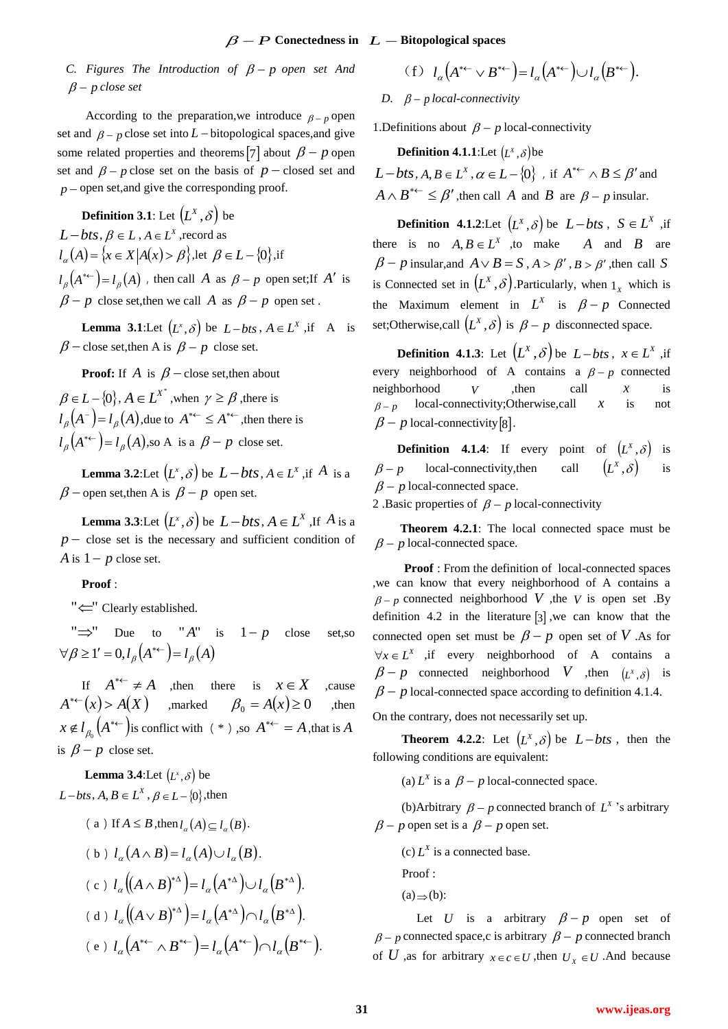### C. Figures The Introduction of $\beta-p$ open set And $\beta-p$ close set

According to the preparation,we introduce $\beta-p$ open set and $\beta-p$ close set into $L-$bitopological spaces,and give some related properties and theorems[7] about $\beta-p$ open set and $\beta-p$ close set on the basis of $p-$closed set and $p-$open set,and give the corresponding proof.

**Definition 3.1**: Let $(L^X,\delta)$ be $L-bts$, $\beta\in L$, $A\in L^X$,record as $l_\alpha(A)=\{x\in X|A(x)>\beta\}$,let $\beta\in L-\{0\}$,if $l_\beta(A^{*\leftarrow})=l_\beta(A)$ , then call $A$ as $\beta-p$ open set;If $A'$ is $\beta-p$ close set,then we call $A$ as $\beta-p$ open set .

**Lemma 3.1**:Let $(L^x,\delta)$ be $L-bts$, $A\in L^X$,if A is $\beta-$close set,then A is $\beta-p$ close set.

**Proof:** If $A$ is $\beta-$close set,then about $\beta\in L-\{0\}, A\in L^{X^*}$,when $\gamma\geq\beta$,there is $l_\beta(A^-)=l_\beta(A)$,due to $A^{*\leftarrow}\leq A^{*\leftarrow}$,then there is $l_\beta(A^{*\leftarrow})=l_\beta(A)$,so A is a $\beta-p$ close set.

**Lemma 3.2**:Let $(L^x,\delta)$ be $L-bts$, $A\in L^X$,if $A$ is a $\beta-$open set,then A is $\beta-p$ open set.

**Lemma 3.3**:Let $(L^x,\delta)$ be $L-bts$, $A\in L^X$,If $A$ is a $p-$ close set is the necessary and sufficient condition of $A$ is $1-p$ close set.

**Proof** :

"$\Leftarrow$" Clearly established.

"$\Rightarrow$" Due to "$A$" is $1-p$ close set,so $\forall\beta\geq 1'=0, l_\beta(A^{*\leftarrow})=l_\beta(A)$

If $A^{*\leftarrow}\neq A$ ,then there is $x\in X$ ,cause $A^{*\leftarrow}(x)>A(X)$ ,marked $\beta_0=A(x)\geq 0$ ,then $x\notin l_{\beta_0}(A^{*\leftarrow})$is conflict with（*）,so $A^{*\leftarrow}=A$,that is $A$ is $\beta-p$ close set.

**Lemma 3.4**:Let $(L^x,\delta)$ be $L-bts, A,B\in L^X$, $\beta\in L-\{0\}$,then

（a）If $A\leq B$,then $l_\alpha(A)\subseteq l_\alpha(B)$.

（b）$l_\alpha(A\wedge B)=l_\alpha(A)\cup l_\alpha(B)$.

（c）$l_\alpha((A\wedge B)^{*\Delta})=l_\alpha(A^{*\Delta})\cup l_\alpha(B^{*\Delta})$.

（d）$l_\alpha((A\vee B)^{*\Delta})=l_\alpha(A^{*\Delta})\cap l_\alpha(B^{*\Delta})$.

（e）$l_\alpha(A^{*\leftarrow}\wedge B^{*\leftarrow})=l_\alpha(A^{*\leftarrow})\cap l_\alpha(B^{*\leftarrow})$.

（f）$l_\alpha(A^{*\leftarrow}\vee B^{*\leftarrow})=l_\alpha(A^{*\leftarrow})\cup l_\alpha(B^{*\leftarrow})$.

### D. $\beta-p$ local-connectivity

1.Definitions about $\beta-p$ local-connectivity

**Definition 4.1.1**:Let $(L^x,\delta)$be $L-bts, A,B\in L^X,\alpha\in L-\{0\}$ , if $A^{*\leftarrow}\wedge B\leq\beta'$ and $A\wedge B^{*\leftarrow}\leq\beta'$,then call $A$ and $B$ are $\beta-p$ insular.

**Definition 4.1.2**:Let $(L^x,\delta)$ be $L-bts$ , $S\in L^X$ ,if there is no $A,B\in L^X$ ,to make $A$ and $B$ are $\beta-p$ insular,and $A\vee B=S$, $A>\beta'$, $B>\beta'$,then call $S$ is Connected set in $(L^X,\delta)$.Particularly, when $1_X$ which is the Maximum element in $L^X$ is $\beta-p$ Connected set;Otherwise,call $(L^X,\delta)$ is $\beta-p$ disconnected space.

**Definition 4.1.3**: Let $(L^X,\delta)$ be $L-bts$, $x\in L^X$ ,if every neighborhood of A contains a $\beta-p$ connected neighborhood $V$ ,then call $x$ is $\beta-p$ local-connectivity;Otherwise,call $x$ is not $\beta-p$ local-connectivity[8].

**Definition 4.1.4**: If every point of $(L^X,\delta)$ is $\beta-p$ local-connectivity,then call $(L^X,\delta)$ is $\beta-p$ local-connected space.

2 .Basic properties of $\beta-p$ local-connectivity

**Theorem 4.2.1**: The local connected space must be $\beta-p$ local-connected space.

**Proof** : From the definition of local-connected spaces ,we can know that every neighborhood of A contains a $\beta-p$ connected neighborhood $V$ ,the $V$ is open set .By definition 4.2 in the literature [3] ,we can know that the connected open set must be $\beta-p$ open set of $V$ .As for $\forall x\in L^X$ ,if every neighborhood of A contains a $\beta-p$ connected neighborhood $V$ ,then $(L^X,\delta)$ is $\beta-p$ local-connected space according to definition 4.1.4.

On the contrary, does not necessarily set up.

**Theorem 4.2.2**: Let $(L^x,\delta)$ be $L-bts$ , then the following conditions are equivalent:

(a) $L^X$ is a $\beta-p$ local-connected space.

(b)Arbitrary $\beta-p$ connected branch of $L^X$ 's arbitrary $\beta-p$ open set is a $\beta-p$ open set.

(c) $L^X$ is a connected base.

Proof :

(a)$\Rightarrow$(b):

Let $U$ is a arbitrary $\beta-p$ open set of $\beta-p$ connected space,c is arbitrary $\beta-p$ connected branch of $U$ ,as for arbitrary $x\in c\in U$ ,then $U_x\in U$ .And because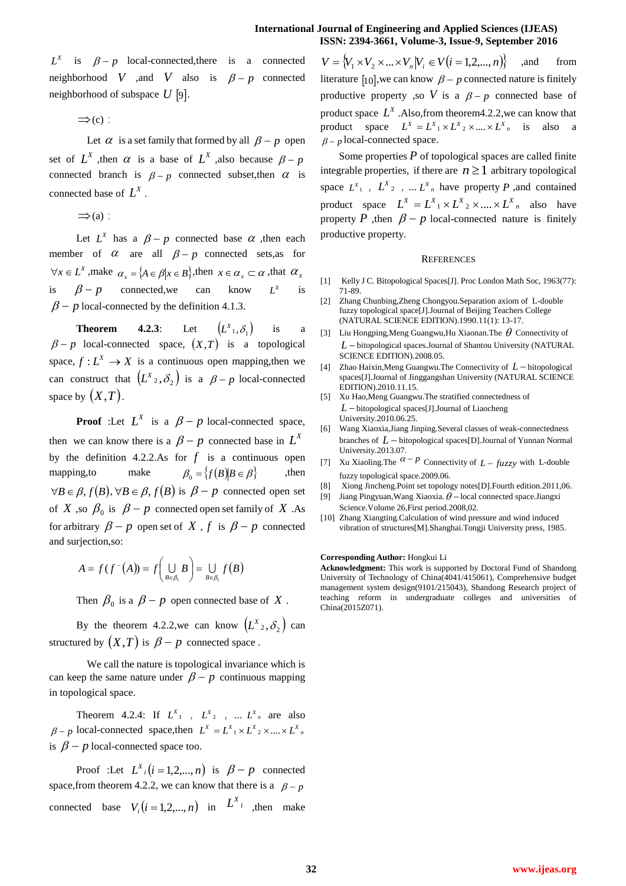$L^X$ is $\beta - p$ local-connected,there is a connected neighborhood $V$ ,and $V$ also is $\beta - p$ connected neighborhood of subspace $U$ [9].

$\Rightarrow$(c) :

Let $\alpha$ is a set family that formed by all $\beta - p$ open set of $L^X$ ,then $\alpha$ is a base of $L^X$ ,also because $\beta - p$ connected branch is $\beta - p$ connected subset,then $\alpha$ is connected base of $L^X$ .

$\Rightarrow$(a) :

Let $L^X$ has a $\beta - p$ connected base $\alpha$ ,then each member of $\alpha$ are all $\beta - p$ connected sets,as for $\forall x \in L^X$ ,make $\alpha_x = \{A \in \beta | x \in B\}$,then $x \in \alpha_x \subset \alpha$ ,that $\alpha_x$ is $\beta - p$ connected,we can know $L^X$ is $\beta - p$ local-connected by the definition 4.1.3.

**Theorem 4.2.3**: Let $(L^X{}_1, \delta_1)$ is a $\beta - p$ local-connected space, $(X, T)$ is a topological space, $f : L^X \to X$ is a continuous open mapping,then we can construct that $(L^X{}_2, \delta_2)$ is a $\beta - p$ local-connected space by $(X, T)$.

**Proof** :Let $L^X$ is a $\beta - p$ local-connected space, then we can know there is a $\beta - p$ connected base in $L^X$ by the definition 4.2.2.As for $f$ is a continuous open mapping,to make $\beta_0 = \{f(B) | B \in \beta\}$ ,then $\forall B \in \beta, f(B), \forall B \in \beta, f(B)$ is $\beta - p$ connected open set of $X$ ,so $\beta_0$ is $\beta - p$ connected open set family of $X$ .As for arbitrary $\beta - p$ open set of $X$ , $f$ is $\beta - p$ connected and surjection,so:

$$A = f(f^{-}(A)) = f\left(\bigcup_{B \in \beta_1} B\right) = \bigcup_{B \in \beta_1} f(B)$$

Then $\beta_0$ is a $\beta - p$ open connected base of $X$ .

By the theorem 4.2.2,we can know $(L^X{}_2, \delta_2)$ can structured by $(X, T)$ is $\beta - p$ connected space .

We call the nature is topological invariance which is can keep the same nature under $\beta - p$ continuous mapping in topological space.

Theorem 4.2.4: If $L^X{}_1$ , $L^X{}_2$ , ... $L^X{}_n$ are also $\beta - p$ local-connected space,then $L^X = L^X{}_1 \times L^X{}_2 \times .... \times L^X{}_n$ is $\beta - p$ local-connected space too.

Proof :Let $L^X{}_i (i = 1,2,..., n)$ is $\beta - p$ connected space,from theorem 4.2.2, we can know that there is a $\beta - p$ connected base $V_i (i = 1,2,..., n)$ in $L^X{}_i$ ,then make $V = \{V_1 \times V_2 \times ... \times V_n | V_i \in V(i = 1,2,..., n)\}$ ,and from literature [10],we can know $\beta - p$ connected nature is finitely productive property ,so $V$ is a $\beta - p$ connected base of product space $L^X$ .Also,from theorem4.2.2,we can know that product space $L^X = L^X{}_1 \times L^X{}_2 \times .... \times L^X{}_n$ is also a $\beta - p$ local-connected space.

Some properties $P$ of topological spaces are called finite integrable properties, if there are $n \geq 1$ arbitrary topological space $L^X{}_1$ , $L^X{}_2$ , ... $L^X{}_n$ have property $P$ ,and contained product space $L^X = L^X{}_1 \times L^X{}_2 \times .... \times L^X{}_n$ also have property $P$ ,then $\beta - p$ local-connected nature is finitely productive property.

## REFERENCES

[1] Kelly J C. Bitopological Spaces[J]. Proc London Math Soc, 1963(77): 71-89.

[2] Zhang Chunbing,Zheng Chongyou.Separation axiom of L-double fuzzy topological space[J].Journal of Beijing Teachers College (NATURAL SCIENCE EDITION).1990.11(1): 13-17.

[3] Liu Hongping,Meng Guangwu,Hu Xiaonan.The $\theta$ Connectivity of $L-$bitopological spaces.Journal of Shantou University (NATURAL SCIENCE EDITION).2008.05.

[4] Zhao Haixin,Meng Guangwu.The Connectivity of $L-$bitopological spaces[J].Journal of Jinggangshan University (NATURAL SCIENCE EDITION).2010.11.15.

[5] Xu Hao,Meng Guangwu.The stratified connectedness of $L-$bitopological spaces[J].Journal of Liaocheng University.2010.06.25.

[6] Wang Xiaoxia,Jiang Jinping.Several classes of weak-connectedness branches of $L-$bitopological spaces[D].Journal of Yunnan Normal University.2013.07.

[7] Xu Xiaoling.The $\alpha - p$ Connectivity of $L - fuzzy$ with L-double fuzzy topological space.2009.06.

[8] Xiong Jincheng.Point set topology notes[D].Fourth edition.2011,06.

[9] Jiang Pingyuan,Wang Xiaoxia. $\theta -$local connected space.Jiangxi Science.Volume 26,First period.2008,02.

[10] Zhang Xiangting.Calculation of wind pressure and wind induced vibration of structures[M].Shanghai.Tongji University press, 1985.

**Corresponding Author:** Hongkui Li

**Acknowledgment:** This work is supported by Doctoral Fund of Shandong University of Technology of China(4041/415061), Comprehensive budget management system design(9101/215043), Shandong Research project of teaching reform in undergraduate colleges and universities of China(2015Z071).